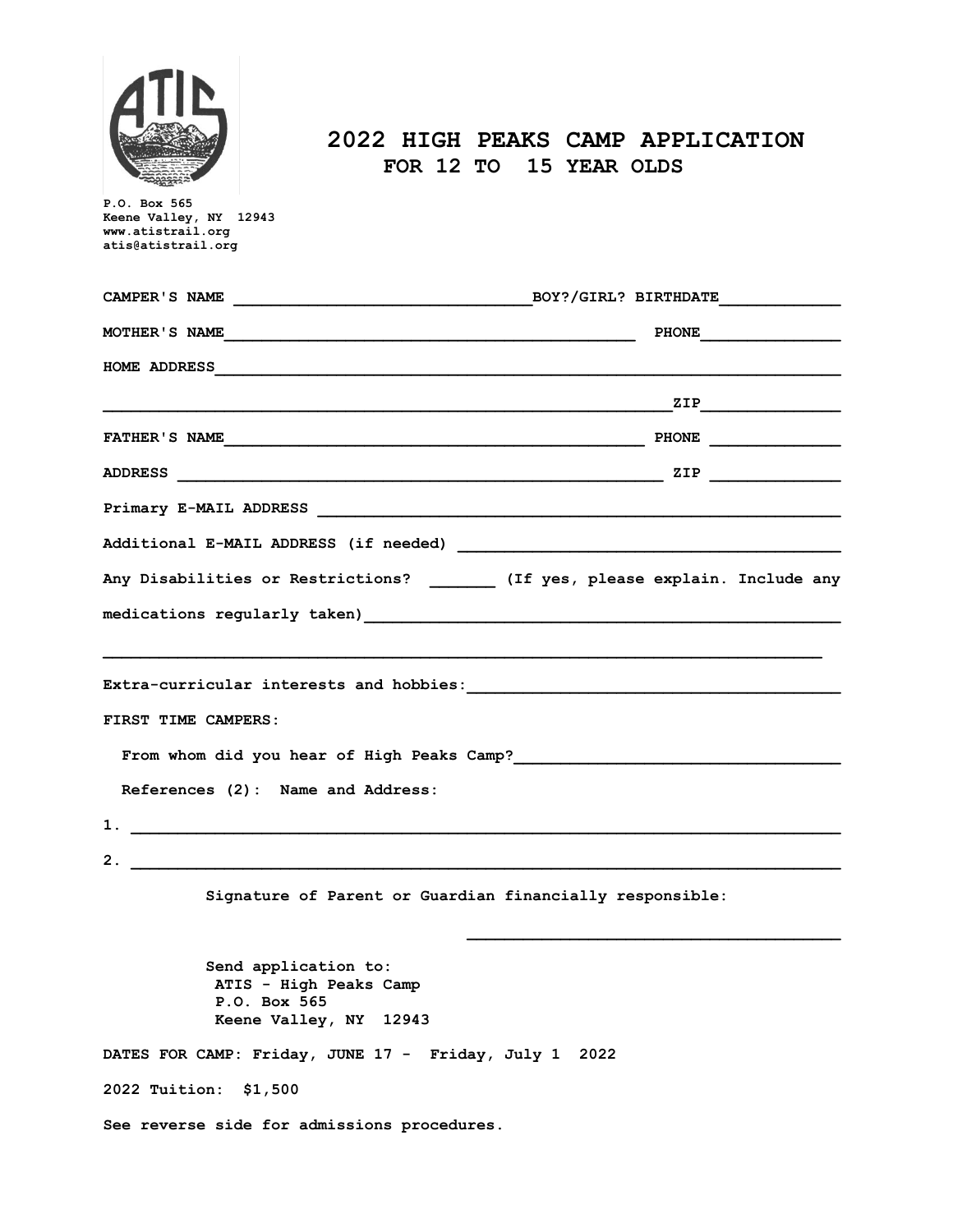ATIS

P.O. Box 565
Keene Valley, NY 12943
www.atistrail.org
atis@atistrail.org

# 2022 HIGH PEAKS CAMP APPLICATION

## FOR 12 TO 15 YEAR OLDS

CAMPER'S NAME ________________________________ BOY?/GIRL? BIRTHDATE____________

MOTHER'S NAME_____________________________________________ PHONE_______________

HOME ADDRESS__________________________________________________________________

______________________________________________________________ZIP_______________

FATHER'S NAME_____________________________________________ PHONE _____________

ADDRESS _____________________________________________________ ZIP _____________

Primary E-MAIL ADDRESS ________________________________________________________

Additional E-MAIL ADDRESS (if needed) _________________________________________

Any Disabilities or Restrictions? _______ (If yes, please explain. Include any medications regularly taken)_________________________________________________

______________________________________________________________________________

Extra-curricular interests and hobbies:________________________________________

FIRST TIME CAMPERS:

From whom did you hear of High Peaks Camp?___________________________________

References (2): Name and Address:

1. ___________________________________________________________________________

2. ___________________________________________________________________________

Signature of Parent or Guardian financially responsible:

________________________________________

Send application to:
ATIS - High Peaks Camp
P.O. Box 565
Keene Valley, NY 12943

DATES FOR CAMP: Friday, JUNE 17 - Friday, July 1 2022

2022 Tuition: $1,500

See reverse side for admissions procedures.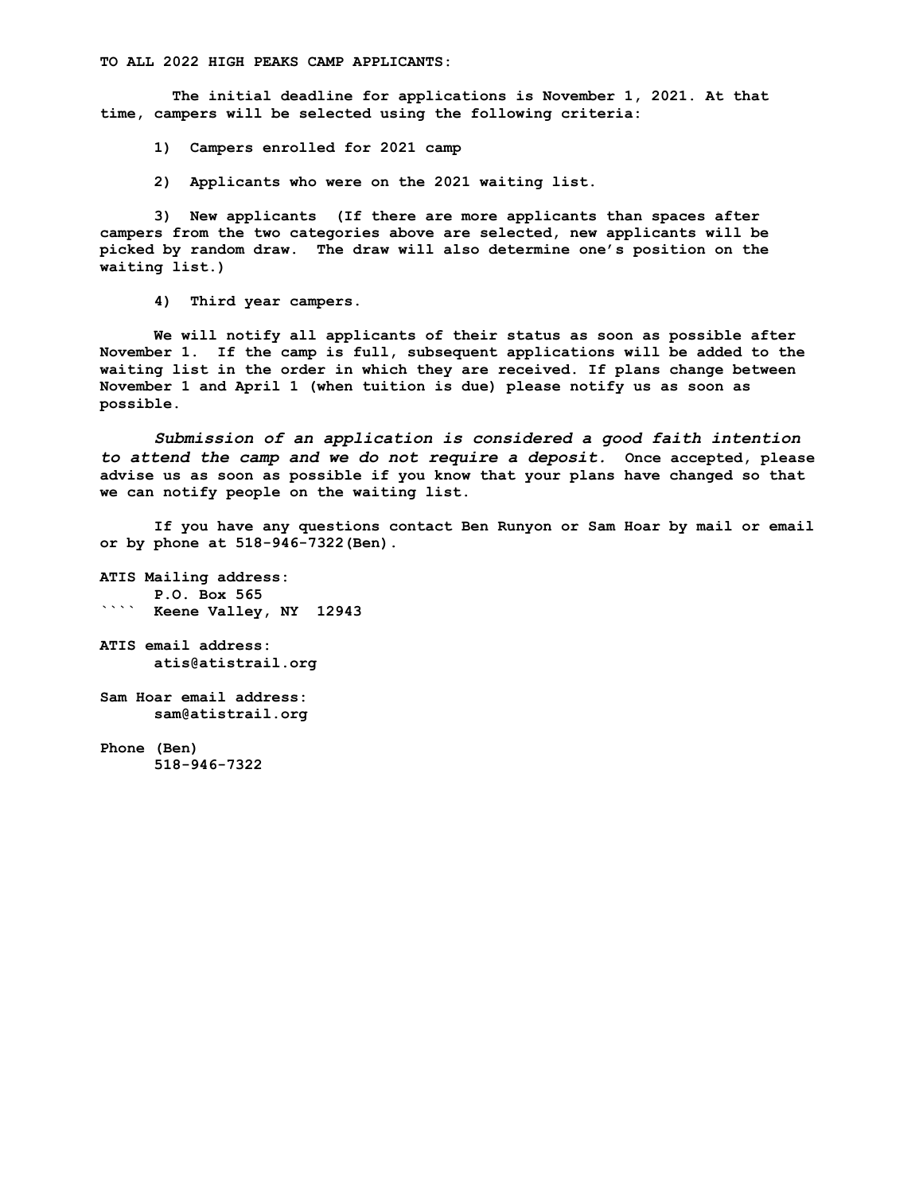**TO ALL 2022 HIGH PEAKS CAMP APPLICANTS:**

**The initial deadline for applications is November 1, 2021. At that time, campers will be selected using the following criteria:**

**1) Campers enrolled for 2021 camp**

**2) Applicants who were on the 2021 waiting list.**

**3) New applicants (If there are more applicants than spaces after campers from the two categories above are selected, new applicants will be picked by random draw. The draw will also determine one's position on the waiting list.)**

**4) Third year campers.**

**We will notify all applicants of their status as soon as possible after November 1. If the camp is full, subsequent applications will be added to the waiting list in the order in which they are received. If plans change between November 1 and April 1 (when tuition is due) please notify us as soon as possible.**

***Submission of an application is considered a good faith intention to attend the camp and we do not require a deposit.*** **Once accepted, please advise us as soon as possible if you know that your plans have changed so that we can notify people on the waiting list.**

**If you have any questions contact Ben Runyon or Sam Hoar by mail or email or by phone at 518-946-7322(Ben).**

**ATIS Mailing address:**
**P.O. Box 565**
**```` Keene Valley, NY 12943**

**ATIS email address:**
**atis@atistrail.org**

**Sam Hoar email address:**
**sam@atistrail.org**

**Phone (Ben)**
**518-946-7322**